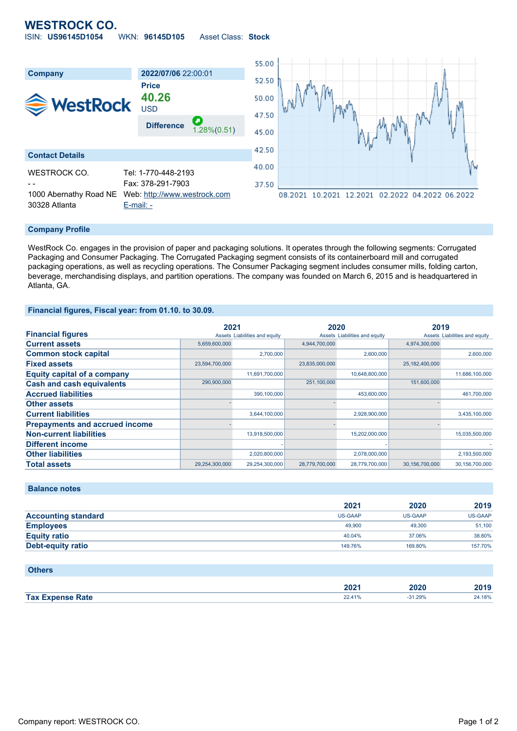# WESTROCK CO.

ISIN: **US96145D1054** WKN: **96145D105** Asset Class: **Stock**

| Company | 2022/07/06 22:00:01 |
|---|---|
| | **Price** |
| | **40.26** |
| | USD |
| | **Difference** 1.28%(0.51) |

## Contact Details

| | |
|---|---|
| WESTROCK CO. | Tel: 1-770-448-2193 |
| - - | Fax: 378-291-7903 |
| 1000 Abernathy Road NE | Web: http://www.westrock.com |
| 30328 Atlanta | E-mail: - |

## Company Profile

WestRock Co. engages in the provision of paper and packaging solutions. It operates through the following segments: Corrugated Packaging and Consumer Packaging. The Corrugated Packaging segment consists of its containerboard mill and corrugated packaging operations, as well as recycling operations. The Consumer Packaging segment includes consumer mills, folding carton, beverage, merchandising displays, and partition operations. The company was founded on March 6, 2015 and is headquartered in Atlanta, GA.

## Financial figures, Fiscal year: from 01.10. to 30.09.

| Financial figures | 2021 | | 2020 | | 2019 | |
|---|---|---|---|---|---|---|
| | Assets | Liabilities and equity | Assets | Liabilities and equity | Assets | Liabilities and equity |
| **Current assets** | 5,659,600,000 | | 4,944,700,000 | | 4,974,300,000 | |
| **Common stock capital** | | 2,700,000 | | 2,600,000 | | 2,600,000 |
| **Fixed assets** | 23,594,700,000 | | 23,835,000,000 | | 25,182,400,000 | |
| **Equity capital of a company** | | 11,691,700,000 | | 10,648,800,000 | | 11,686,100,000 |
| **Cash and cash equivalents** | 290,900,000 | | 251,100,000 | | 151,600,000 | |
| **Accrued liabilities** | | 390,100,000 | | 453,600,000 | | 461,700,000 |
| **Other assets** | - | | - | | - | |
| **Current liabilities** | | 3,644,100,000 | | 2,928,900,000 | | 3,435,100,000 |
| **Prepayments and accrued income** | - | | - | | - | |
| **Non-current liabilities** | | 13,918,500,000 | | 15,202,000,000 | | 15,035,500,000 |
| **Different income** | | - | | - | | - |
| **Other liabilities** | | 2,020,800,000 | | 2,078,000,000 | | 2,193,500,000 |
| **Total assets** | 29,254,300,000 | 29,254,300,000 | 28,779,700,000 | 28,779,700,000 | 30,156,700,000 | 30,156,700,000 |

## Balance notes

| | 2021 | 2020 | 2019 |
|---|---|---|---|
| **Accounting standard** | US-GAAP | US-GAAP | US-GAAP |
| **Employees** | 49,900 | 49,300 | 51,100 |
| **Equity ratio** | 40.04% | 37.06% | 38.80% |
| **Debt-equity ratio** | 149.76% | 169.80% | 157.70% |

## Others

| | 2021 | 2020 | 2019 |
|---|---|---|---|
| **Tax Expense Rate** | 22.41% | -31.29% | 24.18% |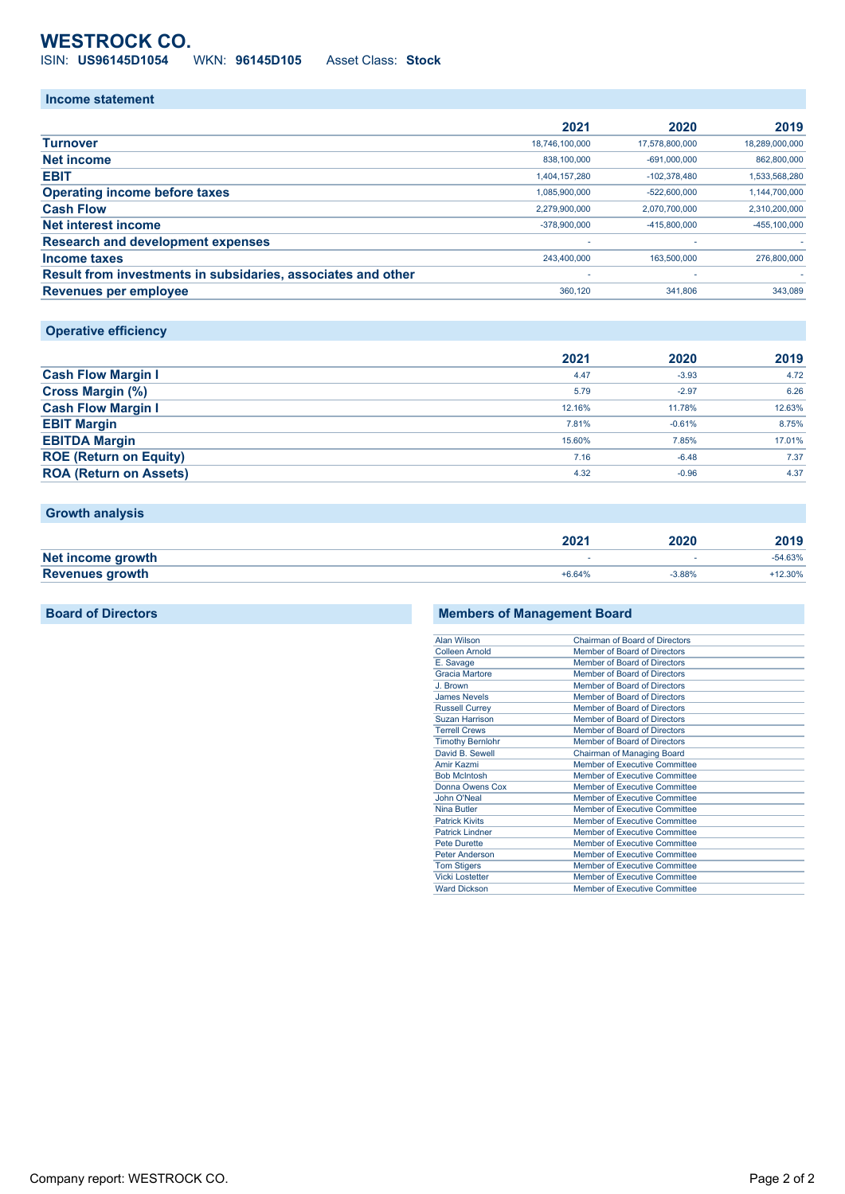# WESTROCK CO.

ISIN: **US96145D1054** WKN: **96145D105** Asset Class: **Stock**

## Income statement

| | 2021 | 2020 | 2019 |
|---|---|---|---|
| **Turnover** | 18,746,100,000 | 17,578,800,000 | 18,289,000,000 |
| **Net income** | 838,100,000 | -691,000,000 | 862,800,000 |
| **EBIT** | 1,404,157,280 | -102,378,480 | 1,533,568,280 |
| **Operating income before taxes** | 1,085,900,000 | -522,600,000 | 1,144,700,000 |
| **Cash Flow** | 2,279,900,000 | 2,070,700,000 | 2,310,200,000 |
| **Net interest income** | -378,900,000 | -415,800,000 | -455,100,000 |
| **Research and development expenses** | - | - | - |
| **Income taxes** | 243,400,000 | 163,500,000 | 276,800,000 |
| **Result from investments in subsidaries, associates and other** | - | - | - |
| **Revenues per employee** | 360,120 | 341,806 | 343,089 |

## Operative efficiency

| | 2021 | 2020 | 2019 |
|---|---|---|---|
| **Cash Flow Margin I** | 4.47 | -3.93 | 4.72 |
| **Cross Margin (%)** | 5.79 | -2.97 | 6.26 |
| **Cash Flow Margin I** | 12.16% | 11.78% | 12.63% |
| **EBIT Margin** | 7.81% | -0.61% | 8.75% |
| **EBITDA Margin** | 15.60% | 7.85% | 17.01% |
| **ROE (Return on Equity)** | 7.16 | -6.48 | 7.37 |
| **ROA (Return on Assets)** | 4.32 | -0.96 | 4.37 |

## Growth analysis

| | 2021 | 2020 | 2019 |
|---|---|---|---|
| **Net income growth** | - | - | -54.63% |
| **Revenues growth** | +6.64% | -3.88% | +12.30% |

## Board of Directors

## Members of Management Board

| | |
|---|---|
| Alan Wilson | Chairman of Board of Directors |
| Colleen Arnold | Member of Board of Directors |
| E. Savage | Member of Board of Directors |
| Gracia Martore | Member of Board of Directors |
| J. Brown | Member of Board of Directors |
| James Nevels | Member of Board of Directors |
| Russell Currey | Member of Board of Directors |
| Suzan Harrison | Member of Board of Directors |
| Terrell Crews | Member of Board of Directors |
| Timothy Bernlohr | Member of Board of Directors |
| David B. Sewell | Chairman of Managing Board |
| Amir Kazmi | Member of Executive Committee |
| Bob McIntosh | Member of Executive Committee |
| Donna Owens Cox | Member of Executive Committee |
| John O'Neal | Member of Executive Committee |
| Nina Butler | Member of Executive Committee |
| Patrick Kivits | Member of Executive Committee |
| Patrick Lindner | Member of Executive Committee |
| Pete Durette | Member of Executive Committee |
| Peter Anderson | Member of Executive Committee |
| Tom Stigers | Member of Executive Committee |
| Vicki Lostetter | Member of Executive Committee |
| Ward Dickson | Member of Executive Committee |